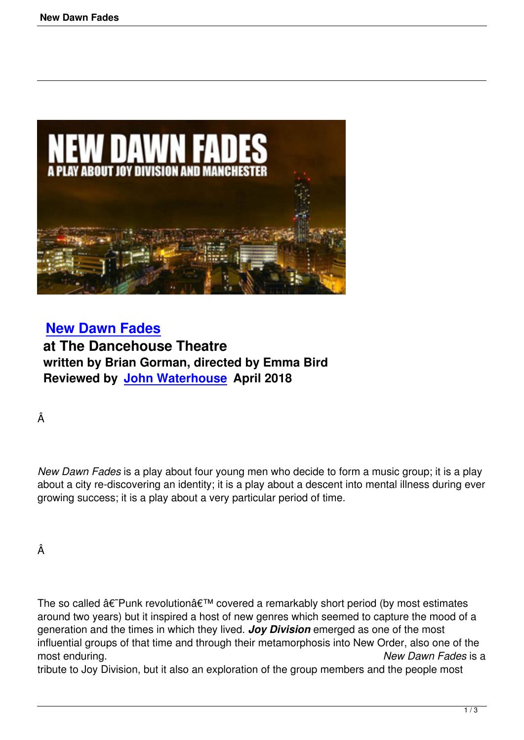## New Dawn Fades

**at The Dancehouse Theatre**
**written by Brian Gorman, directed by Emma Bird**
**Reviewed by John Waterhouse April 2018**

*New Dawn Fades* is a play about four young men who decide to form a music group; it is a play about a city re-discovering an identity; it is a play about a descent into mental illness during ever growing success; it is a play about a very particular period of time.

The so called â€˜Punk revolutionâ€™ covered a remarkably short period (by most estimates around two years) but it inspired a host of new genres which seemed to capture the mood of a generation and the times in which they lived. ***Joy Division*** emerged as one of the most influential groups of that time and through their metamorphosis into New Order, also one of the most enduring. *New Dawn Fades* is a tribute to Joy Division, but it also an exploration of the group members and the people most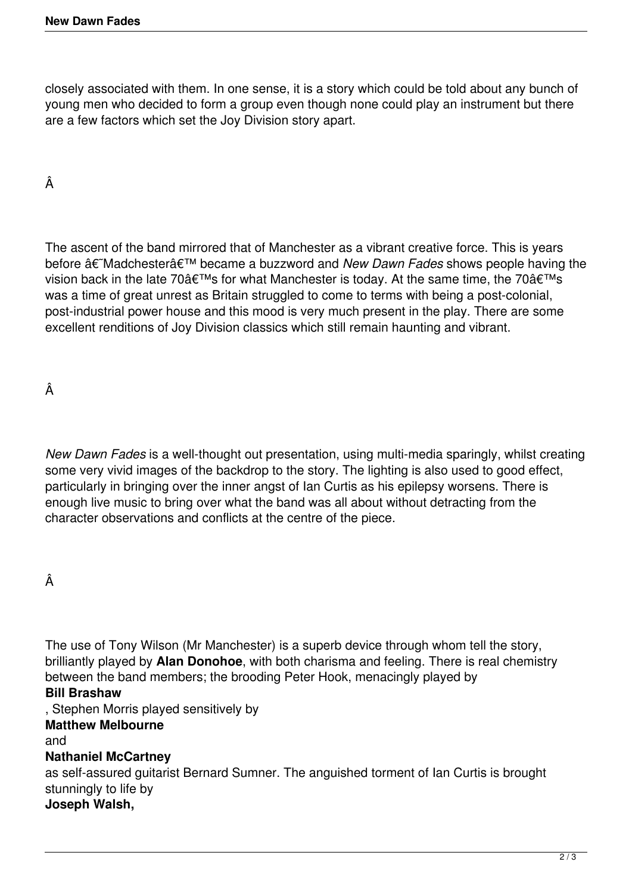closely associated with them. In one sense, it is a story which could be told about any bunch of young men who decided to form a group even though none could play an instrument but there are a few factors which set the Joy Division story apart.

Â

The ascent of the band mirrored that of Manchester as a vibrant creative force. This is years before â€˜Madchesterâ€™ became a buzzword and *New Dawn Fades* shows people having the vision back in the late 70â€™s for what Manchester is today. At the same time, the 70â€™s was a time of great unrest as Britain struggled to come to terms with being a post-colonial, post-industrial power house and this mood is very much present in the play. There are some excellent renditions of Joy Division classics which still remain haunting and vibrant.

Â

*New Dawn Fades* is a well-thought out presentation, using multi-media sparingly, whilst creating some very vivid images of the backdrop to the story. The lighting is also used to good effect, particularly in bringing over the inner angst of Ian Curtis as his epilepsy worsens. There is enough live music to bring over what the band was all about without detracting from the character observations and conflicts at the centre of the piece.

Â

The use of Tony Wilson (Mr Manchester) is a superb device through whom tell the story, brilliantly played by **Alan Donohoe**, with both charisma and feeling. There is real chemistry between the band members; the brooding Peter Hook, menacingly played by **Bill Brashaw**, Stephen Morris played sensitively by **Matthew Melbourne** and **Nathaniel McCartney** as self-assured guitarist Bernard Sumner. The anguished torment of Ian Curtis is brought stunningly to life by **Joseph Walsh,**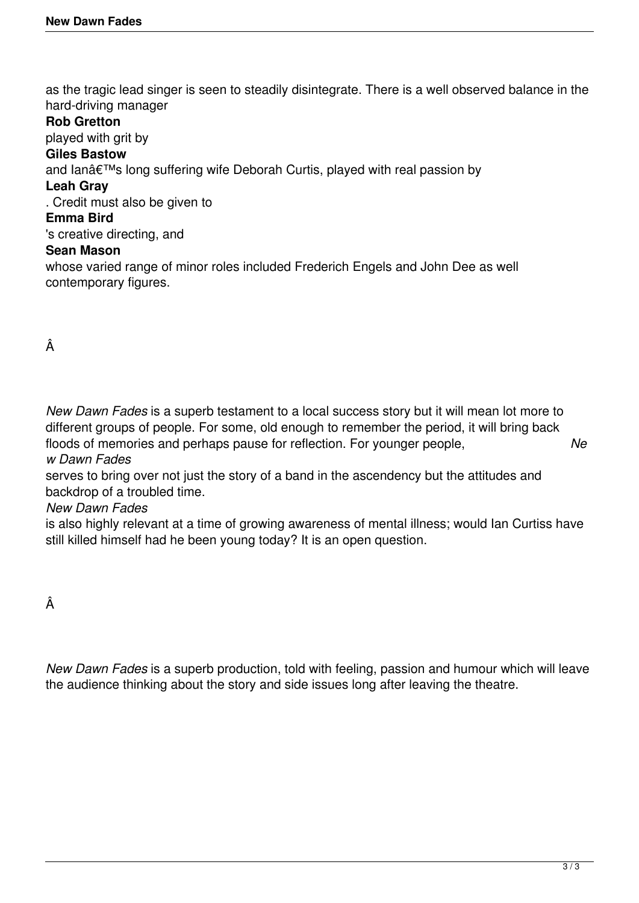as the tragic lead singer is seen to steadily disintegrate. There is a well observed balance in the hard-driving manager **Rob Gretton** played with grit by **Giles Bastow** and Ianâ€™s long suffering wife Deborah Curtis, played with real passion by **Leah Gray**. Credit must also be given to **Emma Bird**'s creative directing, and **Sean Mason** whose varied range of minor roles included Frederich Engels and John Dee as well contemporary figures.

*New Dawn Fades* is a superb testament to a local success story but it will mean lot more to different groups of people. For some, old enough to remember the period, it will bring back floods of memories and perhaps pause for reflection. For younger people, *New Dawn Fades* serves to bring over not just the story of a band in the ascendency but the attitudes and backdrop of a troubled time. *New Dawn Fades* is also highly relevant at a time of growing awareness of mental illness; would Ian Curtiss have still killed himself had he been young today? It is an open question.

*New Dawn Fades* is a superb production, told with feeling, passion and humour which will leave the audience thinking about the story and side issues long after leaving the theatre.